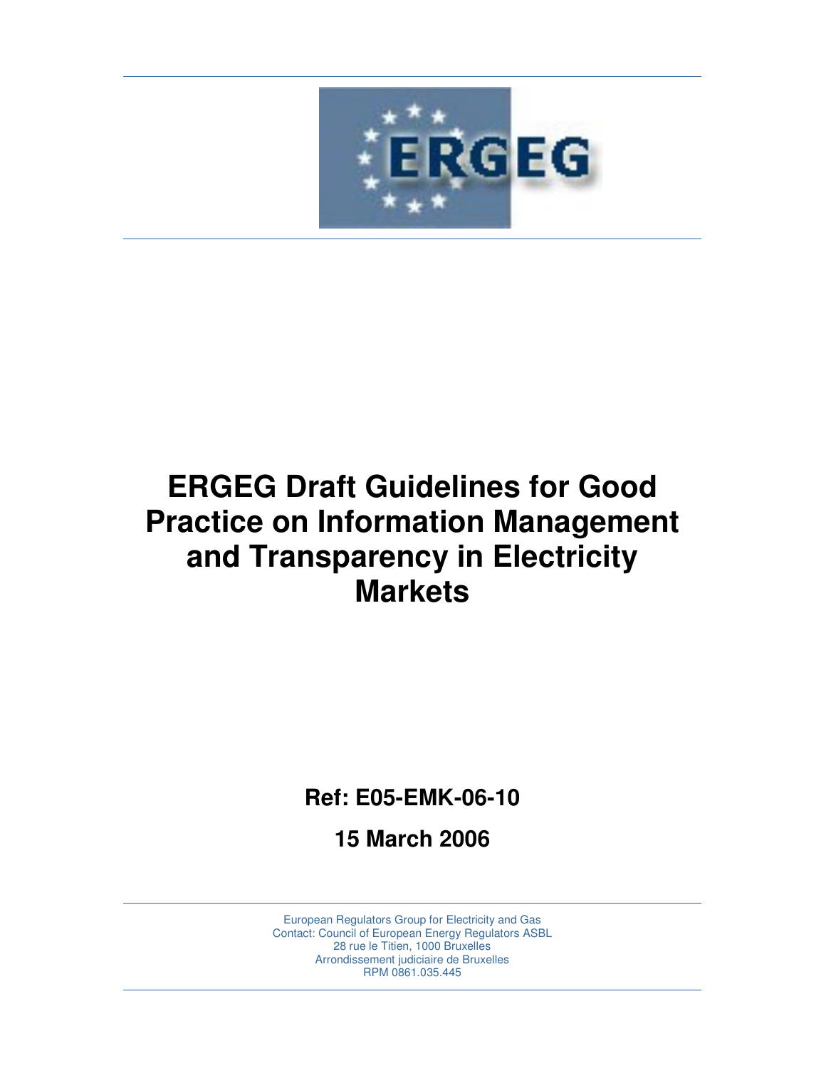# ERGEG Draft Guidelines for Good Practice on Information Management and Transparency in Electricity Markets

**Ref: E05-EMK-06-10**

**15 March 2006**

European Regulators Group for Electricity and Gas
Contact: Council of European Energy Regulators ASBL
28 rue le Titien, 1000 Bruxelles
Arrondissement judiciaire de Bruxelles
RPM 0861.035.445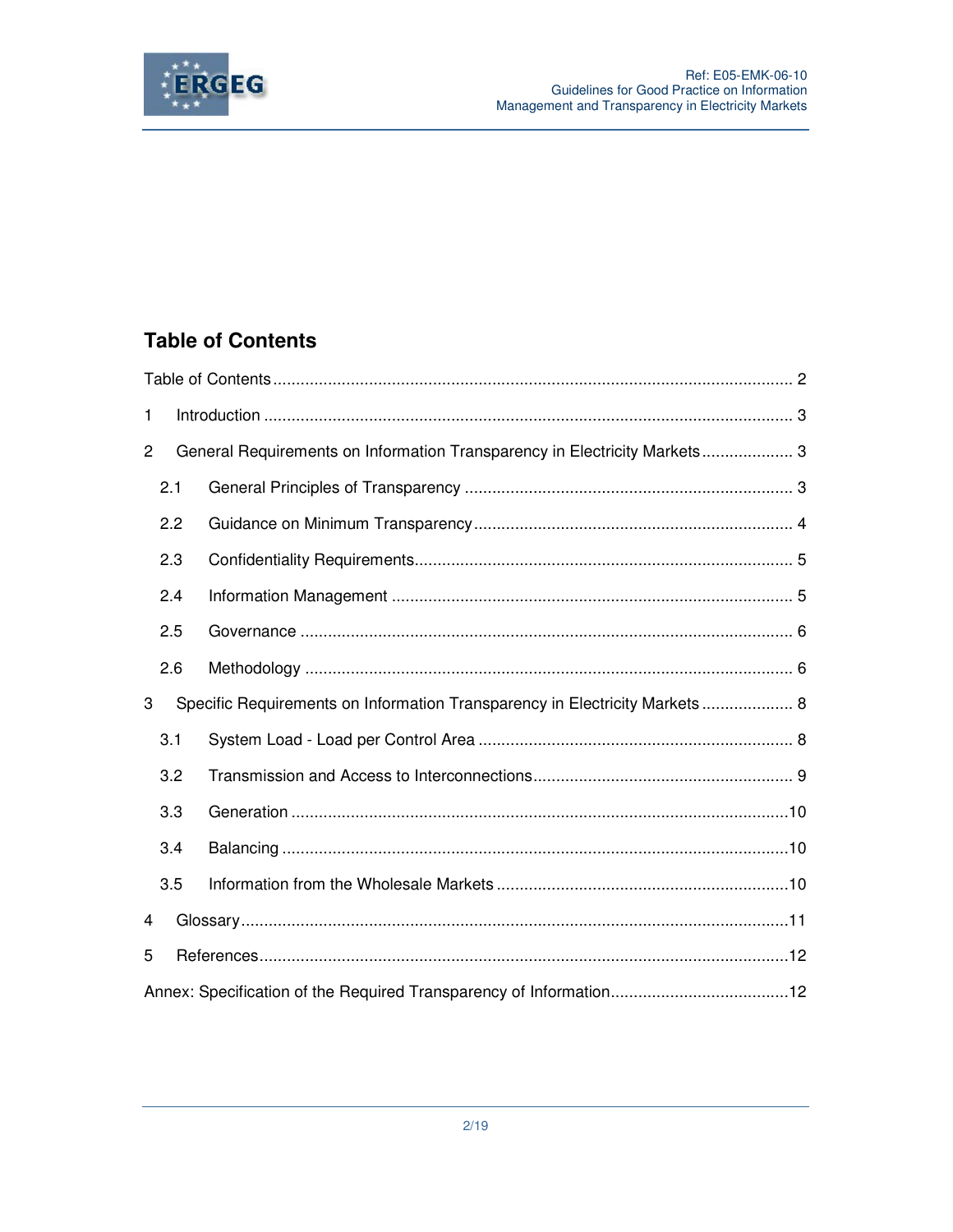## Table of Contents

Table of Contents ..... 2

1 Introduction ..... 3

2 General Requirements on Information Transparency in Electricity Markets ..... 3

- 2.1 General Principles of Transparency ..... 3
- 2.2 Guidance on Minimum Transparency ..... 4
- 2.3 Confidentiality Requirements ..... 5
- 2.4 Information Management ..... 5
- 2.5 Governance ..... 6
- 2.6 Methodology ..... 6

3 Specific Requirements on Information Transparency in Electricity Markets ..... 8

- 3.1 System Load - Load per Control Area ..... 8
- 3.2 Transmission and Access to Interconnections ..... 9
- 3.3 Generation ..... 10
- 3.4 Balancing ..... 10
- 3.5 Information from the Wholesale Markets ..... 10

4 Glossary ..... 11

5 References ..... 12

Annex: Specification of the Required Transparency of Information ..... 12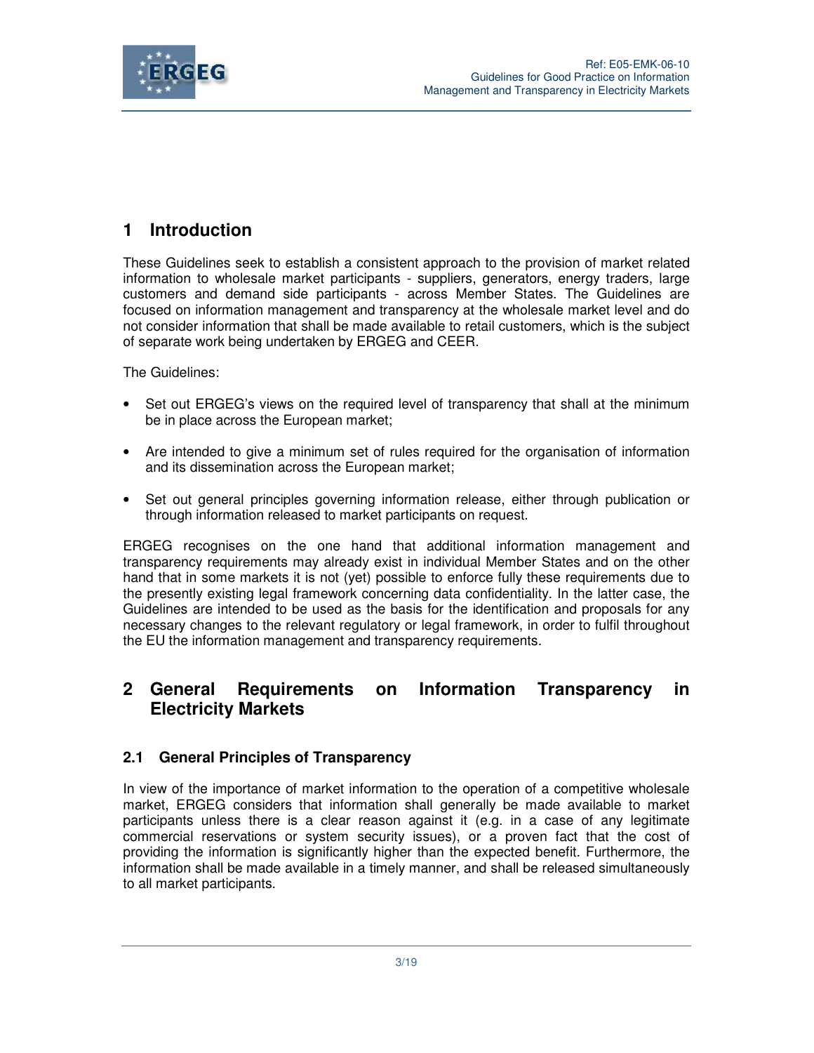# 1 Introduction

These Guidelines seek to establish a consistent approach to the provision of market related information to wholesale market participants - suppliers, generators, energy traders, large customers and demand side participants - across Member States. The Guidelines are focused on information management and transparency at the wholesale market level and do not consider information that shall be made available to retail customers, which is the subject of separate work being undertaken by ERGEG and CEER.

The Guidelines:

- Set out ERGEG's views on the required level of transparency that shall at the minimum be in place across the European market;
- Are intended to give a minimum set of rules required for the organisation of information and its dissemination across the European market;
- Set out general principles governing information release, either through publication or through information released to market participants on request.

ERGEG recognises on the one hand that additional information management and transparency requirements may already exist in individual Member States and on the other hand that in some markets it is not (yet) possible to enforce fully these requirements due to the presently existing legal framework concerning data confidentiality. In the latter case, the Guidelines are intended to be used as the basis for the identification and proposals for any necessary changes to the relevant regulatory or legal framework, in order to fulfil throughout the EU the information management and transparency requirements.

# 2 General Requirements on Information Transparency in Electricity Markets

## 2.1 General Principles of Transparency

In view of the importance of market information to the operation of a competitive wholesale market, ERGEG considers that information shall generally be made available to market participants unless there is a clear reason against it (e.g. in a case of any legitimate commercial reservations or system security issues), or a proven fact that the cost of providing the information is significantly higher than the expected benefit. Furthermore, the information shall be made available in a timely manner, and shall be released simultaneously to all market participants.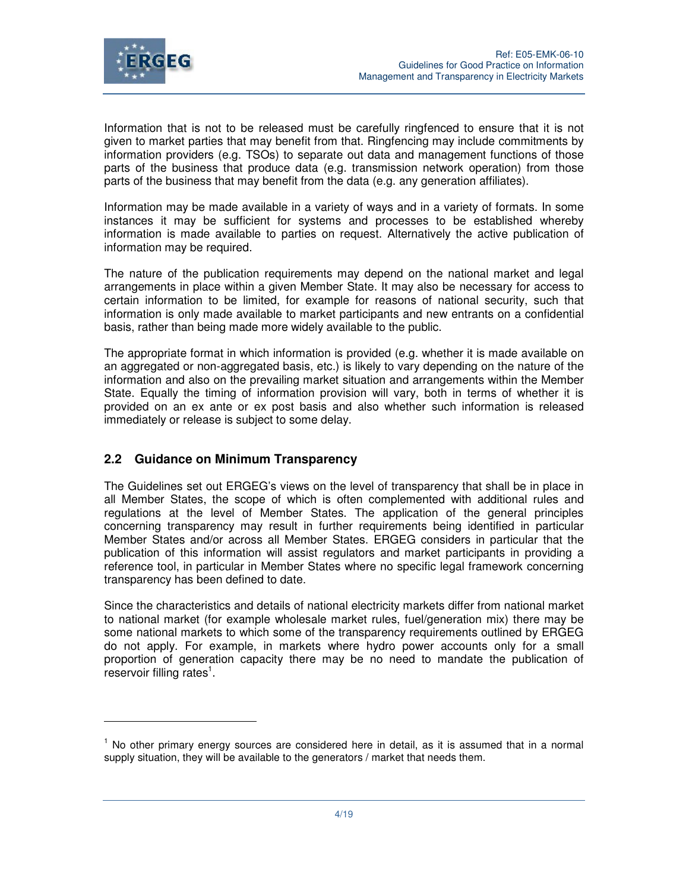Information that is not to be released must be carefully ringfenced to ensure that it is not given to market parties that may benefit from that. Ringfencing may include commitments by information providers (e.g. TSOs) to separate out data and management functions of those parts of the business that produce data (e.g. transmission network operation) from those parts of the business that may benefit from the data (e.g. any generation affiliates).

Information may be made available in a variety of ways and in a variety of formats. In some instances it may be sufficient for systems and processes to be established whereby information is made available to parties on request. Alternatively the active publication of information may be required.

The nature of the publication requirements may depend on the national market and legal arrangements in place within a given Member State. It may also be necessary for access to certain information to be limited, for example for reasons of national security, such that information is only made available to market participants and new entrants on a confidential basis, rather than being made more widely available to the public.

The appropriate format in which information is provided (e.g. whether it is made available on an aggregated or non-aggregated basis, etc.) is likely to vary depending on the nature of the information and also on the prevailing market situation and arrangements within the Member State. Equally the timing of information provision will vary, both in terms of whether it is provided on an ex ante or ex post basis and also whether such information is released immediately or release is subject to some delay.

## 2.2 Guidance on Minimum Transparency

The Guidelines set out ERGEG's views on the level of transparency that shall be in place in all Member States, the scope of which is often complemented with additional rules and regulations at the level of Member States. The application of the general principles concerning transparency may result in further requirements being identified in particular Member States and/or across all Member States. ERGEG considers in particular that the publication of this information will assist regulators and market participants in providing a reference tool, in particular in Member States where no specific legal framework concerning transparency has been defined to date.

Since the characteristics and details of national electricity markets differ from national market to national market (for example wholesale market rules, fuel/generation mix) there may be some national markets to which some of the transparency requirements outlined by ERGEG do not apply. For example, in markets where hydro power accounts only for a small proportion of generation capacity there may be no need to mandate the publication of reservoir filling rates[1].

---

[1] No other primary energy sources are considered here in detail, as it is assumed that in a normal supply situation, they will be available to the generators / market that needs them.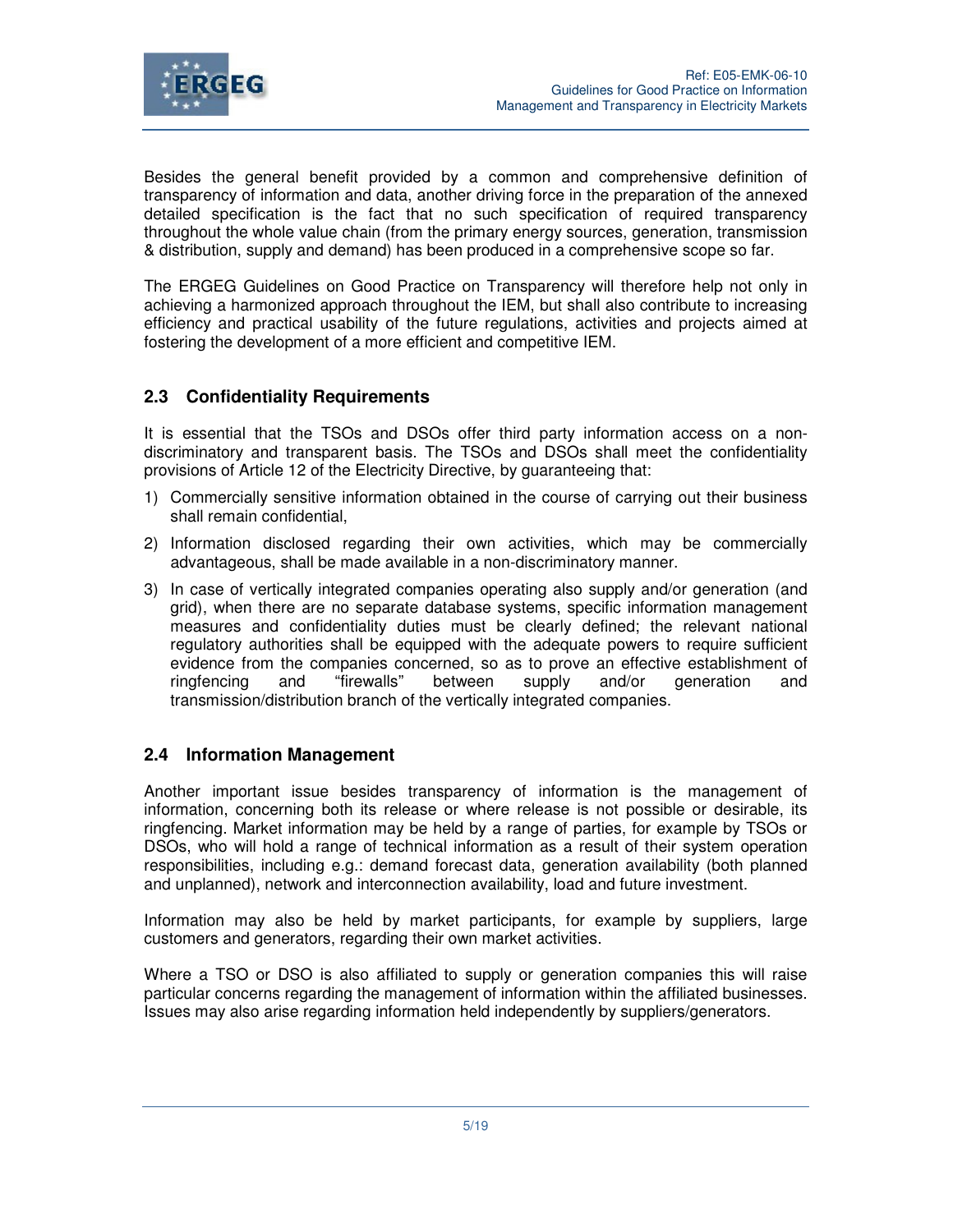Besides the general benefit provided by a common and comprehensive definition of transparency of information and data, another driving force in the preparation of the annexed detailed specification is the fact that no such specification of required transparency throughout the whole value chain (from the primary energy sources, generation, transmission & distribution, supply and demand) has been produced in a comprehensive scope so far.

The ERGEG Guidelines on Good Practice on Transparency will therefore help not only in achieving a harmonized approach throughout the IEM, but shall also contribute to increasing efficiency and practical usability of the future regulations, activities and projects aimed at fostering the development of a more efficient and competitive IEM.

## 2.3 Confidentiality Requirements

It is essential that the TSOs and DSOs offer third party information access on a non-discriminatory and transparent basis. The TSOs and DSOs shall meet the confidentiality provisions of Article 12 of the Electricity Directive, by guaranteeing that:

1) Commercially sensitive information obtained in the course of carrying out their business shall remain confidential,
2) Information disclosed regarding their own activities, which may be commercially advantageous, shall be made available in a non-discriminatory manner.
3) In case of vertically integrated companies operating also supply and/or generation (and grid), when there are no separate database systems, specific information management measures and confidentiality duties must be clearly defined; the relevant national regulatory authorities shall be equipped with the adequate powers to require sufficient evidence from the companies concerned, so as to prove an effective establishment of ringfencing and "firewalls" between supply and/or generation and transmission/distribution branch of the vertically integrated companies.

## 2.4 Information Management

Another important issue besides transparency of information is the management of information, concerning both its release or where release is not possible or desirable, its ringfencing. Market information may be held by a range of parties, for example by TSOs or DSOs, who will hold a range of technical information as a result of their system operation responsibilities, including e.g.: demand forecast data, generation availability (both planned and unplanned), network and interconnection availability, load and future investment.

Information may also be held by market participants, for example by suppliers, large customers and generators, regarding their own market activities.

Where a TSO or DSO is also affiliated to supply or generation companies this will raise particular concerns regarding the management of information within the affiliated businesses. Issues may also arise regarding information held independently by suppliers/generators.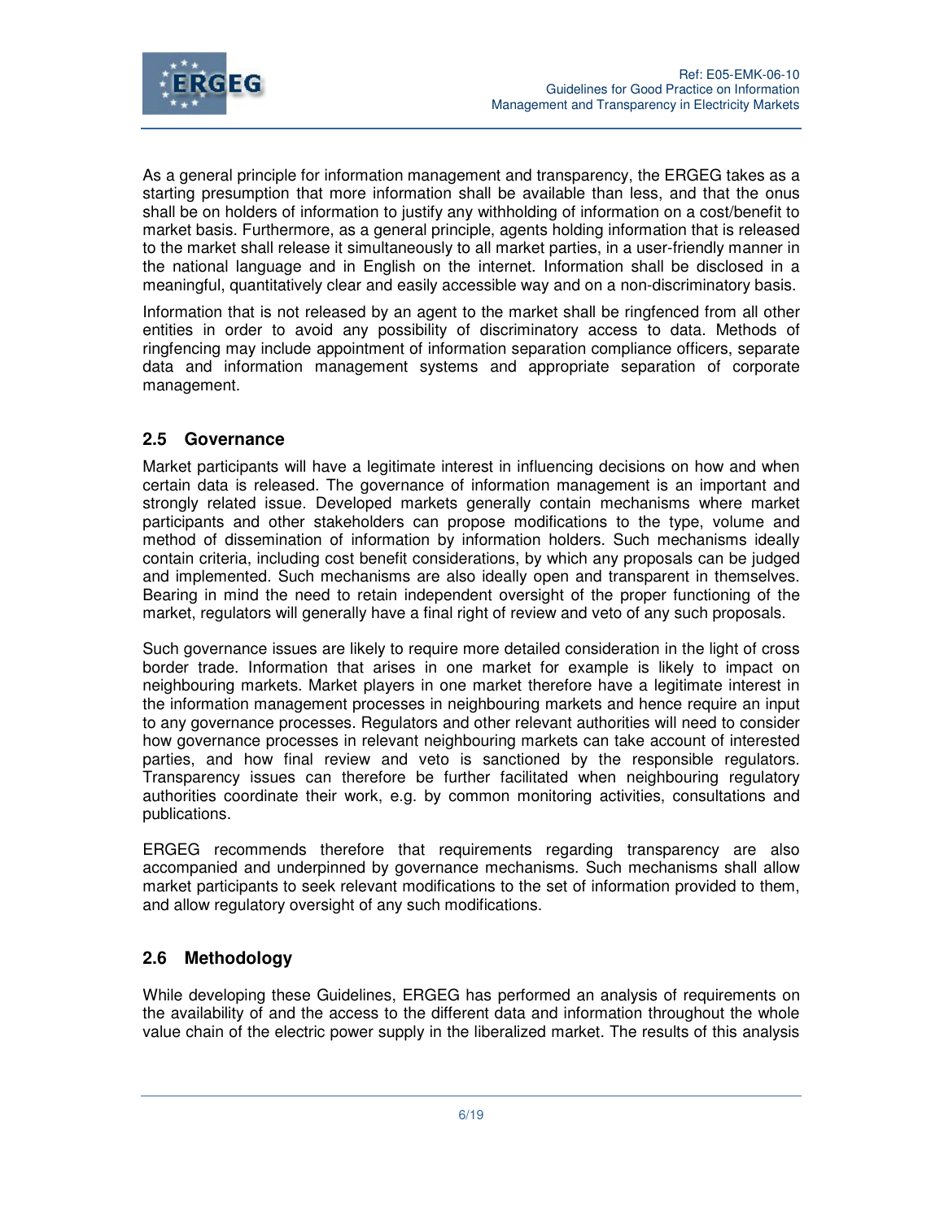As a general principle for information management and transparency, the ERGEG takes as a starting presumption that more information shall be available than less, and that the onus shall be on holders of information to justify any withholding of information on a cost/benefit to market basis. Furthermore, as a general principle, agents holding information that is released to the market shall release it simultaneously to all market parties, in a user-friendly manner in the national language and in English on the internet. Information shall be disclosed in a meaningful, quantitatively clear and easily accessible way and on a non-discriminatory basis.

Information that is not released by an agent to the market shall be ringfenced from all other entities in order to avoid any possibility of discriminatory access to data. Methods of ringfencing may include appointment of information separation compliance officers, separate data and information management systems and appropriate separation of corporate management.

## 2.5 Governance

Market participants will have a legitimate interest in influencing decisions on how and when certain data is released. The governance of information management is an important and strongly related issue. Developed markets generally contain mechanisms where market participants and other stakeholders can propose modifications to the type, volume and method of dissemination of information by information holders. Such mechanisms ideally contain criteria, including cost benefit considerations, by which any proposals can be judged and implemented. Such mechanisms are also ideally open and transparent in themselves. Bearing in mind the need to retain independent oversight of the proper functioning of the market, regulators will generally have a final right of review and veto of any such proposals.

Such governance issues are likely to require more detailed consideration in the light of cross border trade. Information that arises in one market for example is likely to impact on neighbouring markets. Market players in one market therefore have a legitimate interest in the information management processes in neighbouring markets and hence require an input to any governance processes. Regulators and other relevant authorities will need to consider how governance processes in relevant neighbouring markets can take account of interested parties, and how final review and veto is sanctioned by the responsible regulators. Transparency issues can therefore be further facilitated when neighbouring regulatory authorities coordinate their work, e.g. by common monitoring activities, consultations and publications.

ERGEG recommends therefore that requirements regarding transparency are also accompanied and underpinned by governance mechanisms. Such mechanisms shall allow market participants to seek relevant modifications to the set of information provided to them, and allow regulatory oversight of any such modifications.

## 2.6 Methodology

While developing these Guidelines, ERGEG has performed an analysis of requirements on the availability of and the access to the different data and information throughout the whole value chain of the electric power supply in the liberalized market. The results of this analysis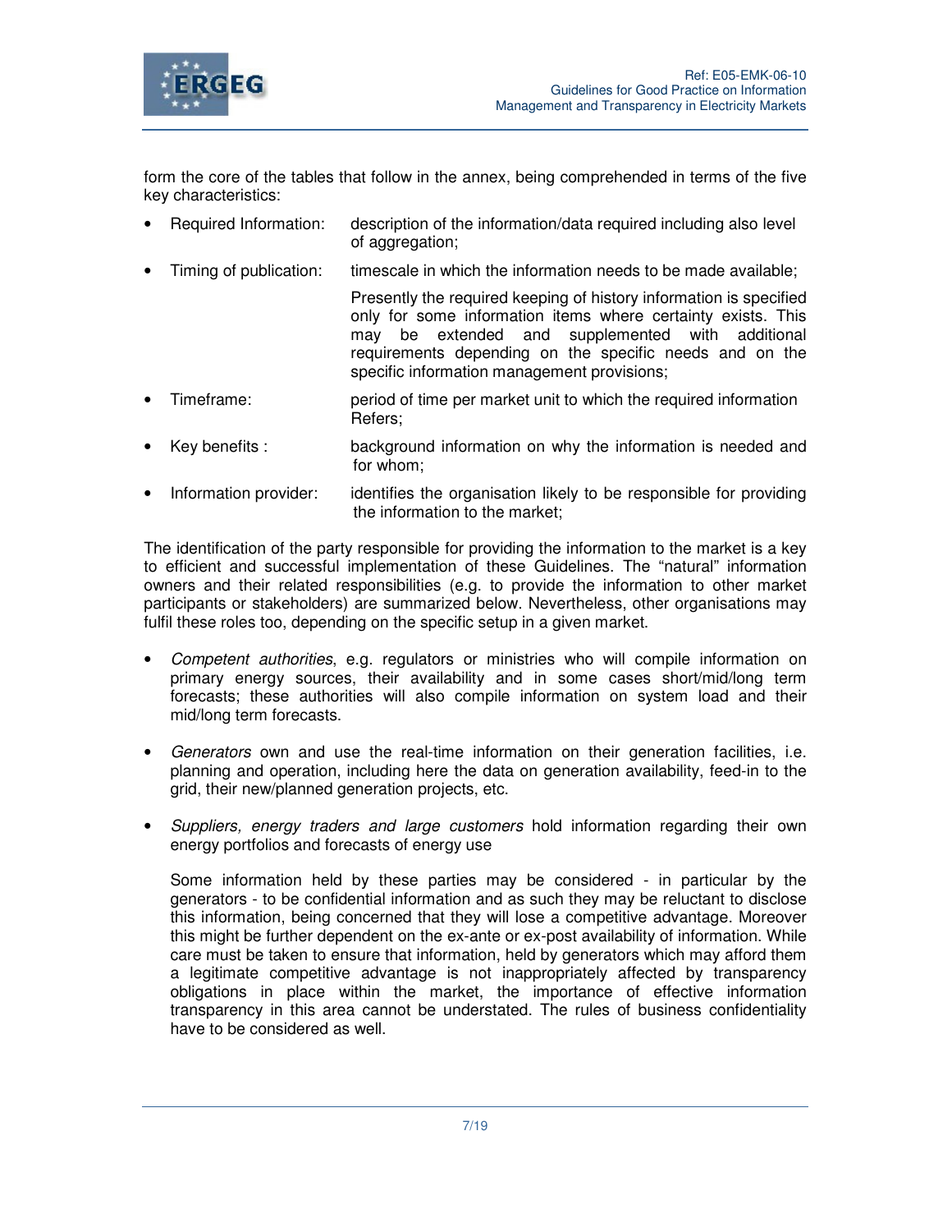form the core of the tables that follow in the annex, being comprehended in terms of the five key characteristics:

- Required Information: description of the information/data required including also level of aggregation;
- Timing of publication: timescale in which the information needs to be made available;

  Presently the required keeping of history information is specified only for some information items where certainty exists. This may be extended and supplemented with additional requirements depending on the specific needs and on the specific information management provisions;
- Timeframe: period of time per market unit to which the required information Refers;
- Key benefits : background information on why the information is needed and for whom;
- Information provider: identifies the organisation likely to be responsible for providing the information to the market;

The identification of the party responsible for providing the information to the market is a key to efficient and successful implementation of these Guidelines. The "natural" information owners and their related responsibilities (e.g. to provide the information to other market participants or stakeholders) are summarized below. Nevertheless, other organisations may fulfil these roles too, depending on the specific setup in a given market.

- *Competent authorities*, e.g. regulators or ministries who will compile information on primary energy sources, their availability and in some cases short/mid/long term forecasts; these authorities will also compile information on system load and their mid/long term forecasts.

- *Generators* own and use the real-time information on their generation facilities, i.e. planning and operation, including here the data on generation availability, feed-in to the grid, their new/planned generation projects, etc.

- *Suppliers, energy traders and large customers* hold information regarding their own energy portfolios and forecasts of energy use

  Some information held by these parties may be considered - in particular by the generators - to be confidential information and as such they may be reluctant to disclose this information, being concerned that they will lose a competitive advantage. Moreover this might be further dependent on the ex-ante or ex-post availability of information. While care must be taken to ensure that information, held by generators which may afford them a legitimate competitive advantage is not inappropriately affected by transparency obligations in place within the market, the importance of effective information transparency in this area cannot be understated. The rules of business confidentiality have to be considered as well.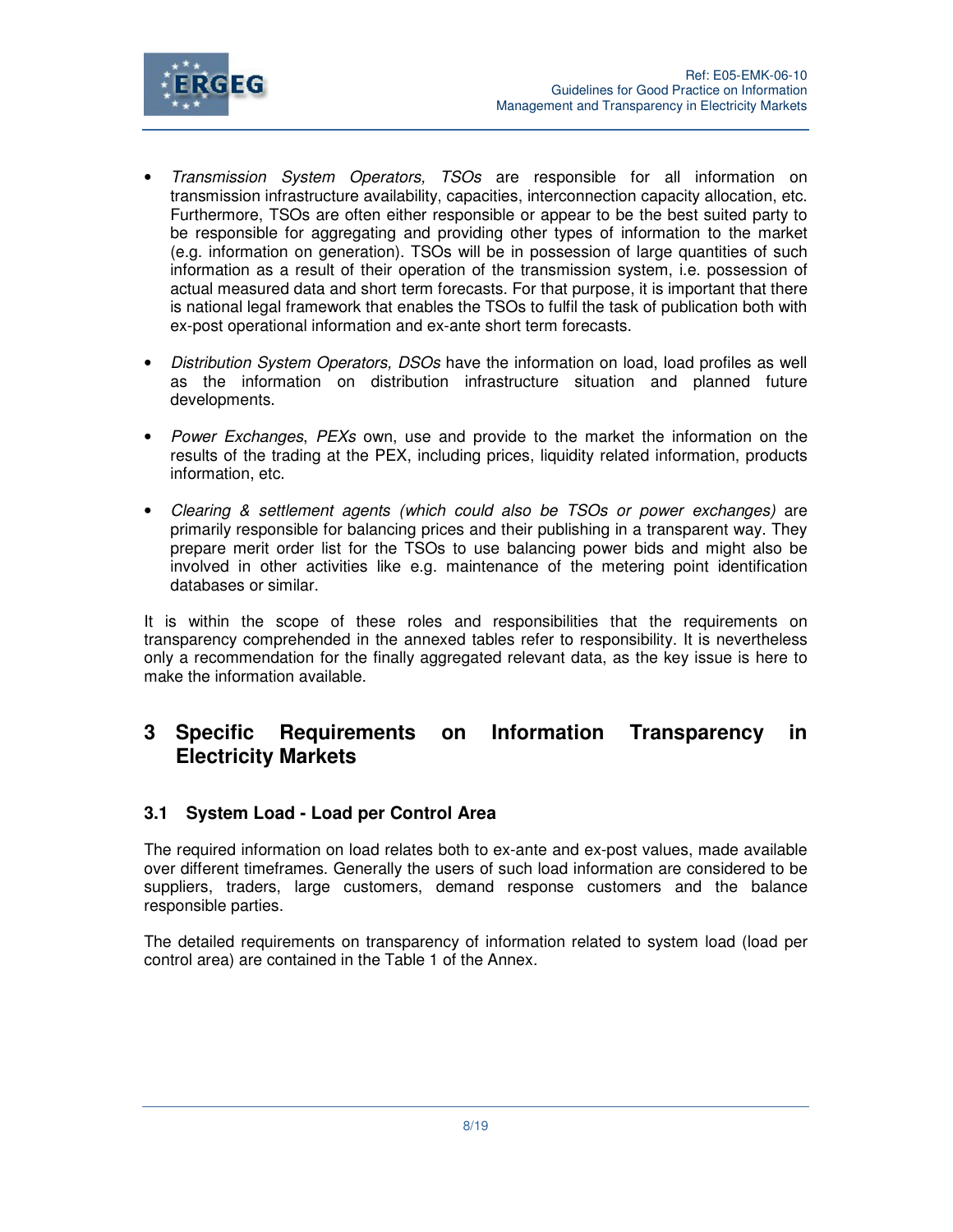- *Transmission System Operators, TSOs* are responsible for all information on transmission infrastructure availability, capacities, interconnection capacity allocation, etc. Furthermore, TSOs are often either responsible or appear to be the best suited party to be responsible for aggregating and providing other types of information to the market (e.g. information on generation). TSOs will be in possession of large quantities of such information as a result of their operation of the transmission system, i.e. possession of actual measured data and short term forecasts. For that purpose, it is important that there is national legal framework that enables the TSOs to fulfil the task of publication both with ex-post operational information and ex-ante short term forecasts.

- *Distribution System Operators, DSOs* have the information on load, load profiles as well as the information on distribution infrastructure situation and planned future developments.

- *Power Exchanges*, *PEXs* own, use and provide to the market the information on the results of the trading at the PEX, including prices, liquidity related information, products information, etc.

- *Clearing & settlement agents (which could also be TSOs or power exchanges)* are primarily responsible for balancing prices and their publishing in a transparent way. They prepare merit order list for the TSOs to use balancing power bids and might also be involved in other activities like e.g. maintenance of the metering point identification databases or similar.

It is within the scope of these roles and responsibilities that the requirements on transparency comprehended in the annexed tables refer to responsibility. It is nevertheless only a recommendation for the finally aggregated relevant data, as the key issue is here to make the information available.

# 3 Specific Requirements on Information Transparency in Electricity Markets

## 3.1 System Load - Load per Control Area

The required information on load relates both to ex-ante and ex-post values, made available over different timeframes. Generally the users of such load information are considered to be suppliers, traders, large customers, demand response customers and the balance responsible parties.

The detailed requirements on transparency of information related to system load (load per control area) are contained in the Table 1 of the Annex.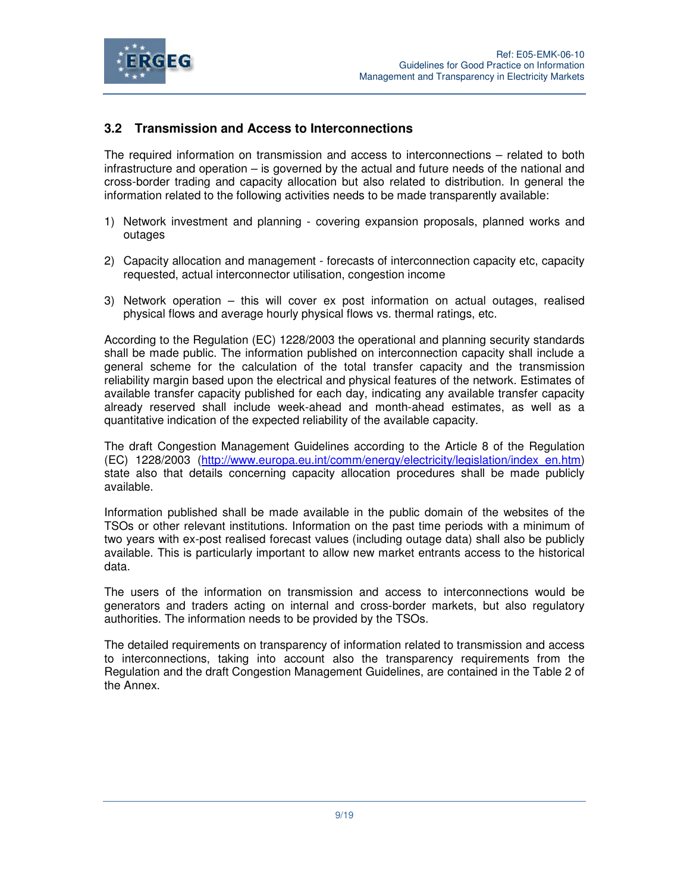## 3.2 Transmission and Access to Interconnections

The required information on transmission and access to interconnections – related to both infrastructure and operation – is governed by the actual and future needs of the national and cross-border trading and capacity allocation but also related to distribution. In general the information related to the following activities needs to be made transparently available:

1) Network investment and planning - covering expansion proposals, planned works and outages

2) Capacity allocation and management - forecasts of interconnection capacity etc, capacity requested, actual interconnector utilisation, congestion income

3) Network operation – this will cover ex post information on actual outages, realised physical flows and average hourly physical flows vs. thermal ratings, etc.

According to the Regulation (EC) 1228/2003 the operational and planning security standards shall be made public. The information published on interconnection capacity shall include a general scheme for the calculation of the total transfer capacity and the transmission reliability margin based upon the electrical and physical features of the network. Estimates of available transfer capacity published for each day, indicating any available transfer capacity already reserved shall include week-ahead and month-ahead estimates, as well as a quantitative indication of the expected reliability of the available capacity.

The draft Congestion Management Guidelines according to the Article 8 of the Regulation (EC) 1228/2003 (http://www.europa.eu.int/comm/energy/electricity/legislation/index_en.htm) state also that details concerning capacity allocation procedures shall be made publicly available.

Information published shall be made available in the public domain of the websites of the TSOs or other relevant institutions. Information on the past time periods with a minimum of two years with ex-post realised forecast values (including outage data) shall also be publicly available. This is particularly important to allow new market entrants access to the historical data.

The users of the information on transmission and access to interconnections would be generators and traders acting on internal and cross-border markets, but also regulatory authorities. The information needs to be provided by the TSOs.

The detailed requirements on transparency of information related to transmission and access to interconnections, taking into account also the transparency requirements from the Regulation and the draft Congestion Management Guidelines, are contained in the Table 2 of the Annex.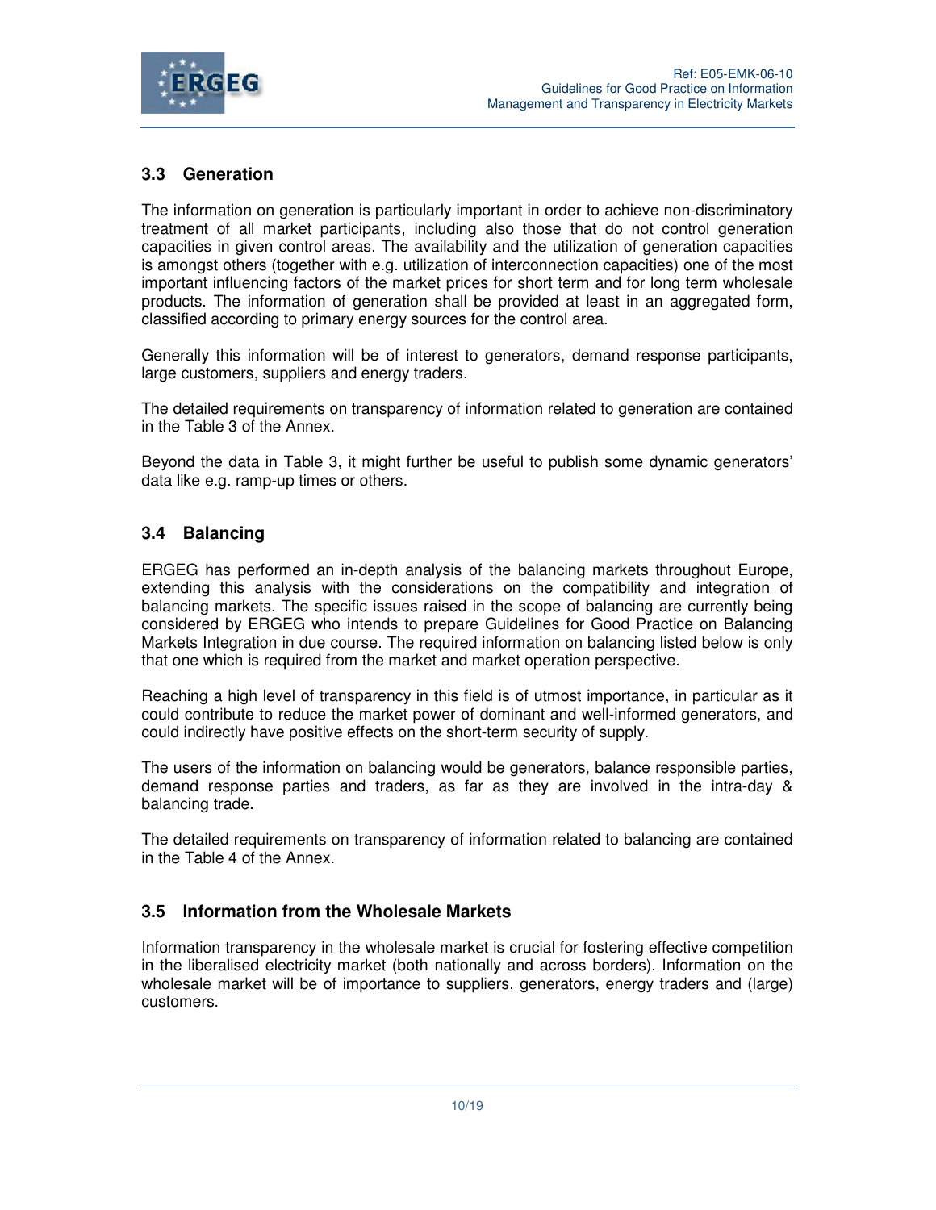## 3.3 Generation

The information on generation is particularly important in order to achieve non-discriminatory treatment of all market participants, including also those that do not control generation capacities in given control areas. The availability and the utilization of generation capacities is amongst others (together with e.g. utilization of interconnection capacities) one of the most important influencing factors of the market prices for short term and for long term wholesale products. The information of generation shall be provided at least in an aggregated form, classified according to primary energy sources for the control area.

Generally this information will be of interest to generators, demand response participants, large customers, suppliers and energy traders.

The detailed requirements on transparency of information related to generation are contained in the Table 3 of the Annex.

Beyond the data in Table 3, it might further be useful to publish some dynamic generators' data like e.g. ramp-up times or others.

## 3.4 Balancing

ERGEG has performed an in-depth analysis of the balancing markets throughout Europe, extending this analysis with the considerations on the compatibility and integration of balancing markets. The specific issues raised in the scope of balancing are currently being considered by ERGEG who intends to prepare Guidelines for Good Practice on Balancing Markets Integration in due course. The required information on balancing listed below is only that one which is required from the market and market operation perspective.

Reaching a high level of transparency in this field is of utmost importance, in particular as it could contribute to reduce the market power of dominant and well-informed generators, and could indirectly have positive effects on the short-term security of supply.

The users of the information on balancing would be generators, balance responsible parties, demand response parties and traders, as far as they are involved in the intra-day & balancing trade.

The detailed requirements on transparency of information related to balancing are contained in the Table 4 of the Annex.

## 3.5 Information from the Wholesale Markets

Information transparency in the wholesale market is crucial for fostering effective competition in the liberalised electricity market (both nationally and across borders). Information on the wholesale market will be of importance to suppliers, generators, energy traders and (large) customers.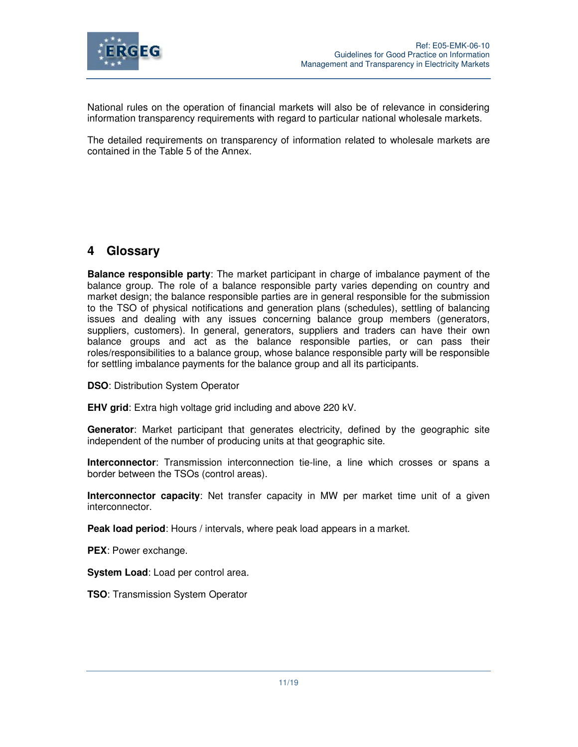National rules on the operation of financial markets will also be of relevance in considering information transparency requirements with regard to particular national wholesale markets.

The detailed requirements on transparency of information related to wholesale markets are contained in the Table 5 of the Annex.

# 4 Glossary

**Balance responsible party**: The market participant in charge of imbalance payment of the balance group. The role of a balance responsible party varies depending on country and market design; the balance responsible parties are in general responsible for the submission to the TSO of physical notifications and generation plans (schedules), settling of balancing issues and dealing with any issues concerning balance group members (generators, suppliers, customers). In general, generators, suppliers and traders can have their own balance groups and act as the balance responsible parties, or can pass their roles/responsibilities to a balance group, whose balance responsible party will be responsible for settling imbalance payments for the balance group and all its participants.

**DSO**: Distribution System Operator

**EHV grid**: Extra high voltage grid including and above 220 kV.

**Generator**: Market participant that generates electricity, defined by the geographic site independent of the number of producing units at that geographic site.

**Interconnector**: Transmission interconnection tie-line, a line which crosses or spans a border between the TSOs (control areas).

**Interconnector capacity**: Net transfer capacity in MW per market time unit of a given interconnector.

**Peak load period**: Hours / intervals, where peak load appears in a market.

**PEX**: Power exchange.

**System Load**: Load per control area.

**TSO**: Transmission System Operator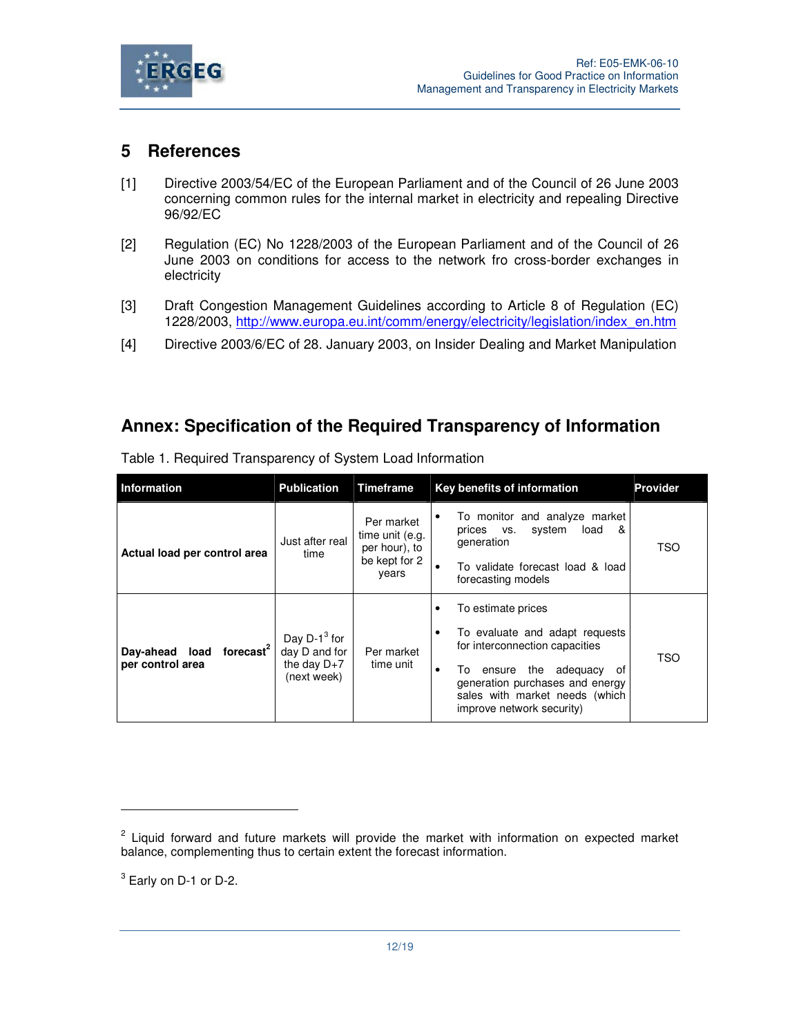# 5 References

[1] Directive 2003/54/EC of the European Parliament and of the Council of 26 June 2003 concerning common rules for the internal market in electricity and repealing Directive 96/92/EC

[2] Regulation (EC) No 1228/2003 of the European Parliament and of the Council of 26 June 2003 on conditions for access to the network fro cross-border exchanges in electricity

[3] Draft Congestion Management Guidelines according to Article 8 of Regulation (EC) 1228/2003, http://www.europa.eu.int/comm/energy/electricity/legislation/index_en.htm

[4] Directive 2003/6/EC of 28. January 2003, on Insider Dealing and Market Manipulation

# Annex: Specification of the Required Transparency of Information

Table 1. Required Transparency of System Load Information

| Information | Publication | Timeframe | Key benefits of information | Provider |
|---|---|---|---|---|
| **Actual load per control area** | Just after real time | Per market time unit (e.g. per hour), to be kept for 2 years | • To monitor and analyze market prices vs. system load & generation<br>• To validate forecast load & load forecasting models | TSO |
| **Day-ahead load forecast[2] per control area** | Day D-1[3] for day D and for the day D+7 (next week) | Per market time unit | • To estimate prices<br>• To evaluate and adapt requests for interconnection capacities<br>• To ensure the adequacy of generation purchases and energy sales with market needs (which improve network security) | TSO |

[2] Liquid forward and future markets will provide the market with information on expected market balance, complementing thus to certain extent the forecast information.

[3] Early on D-1 or D-2.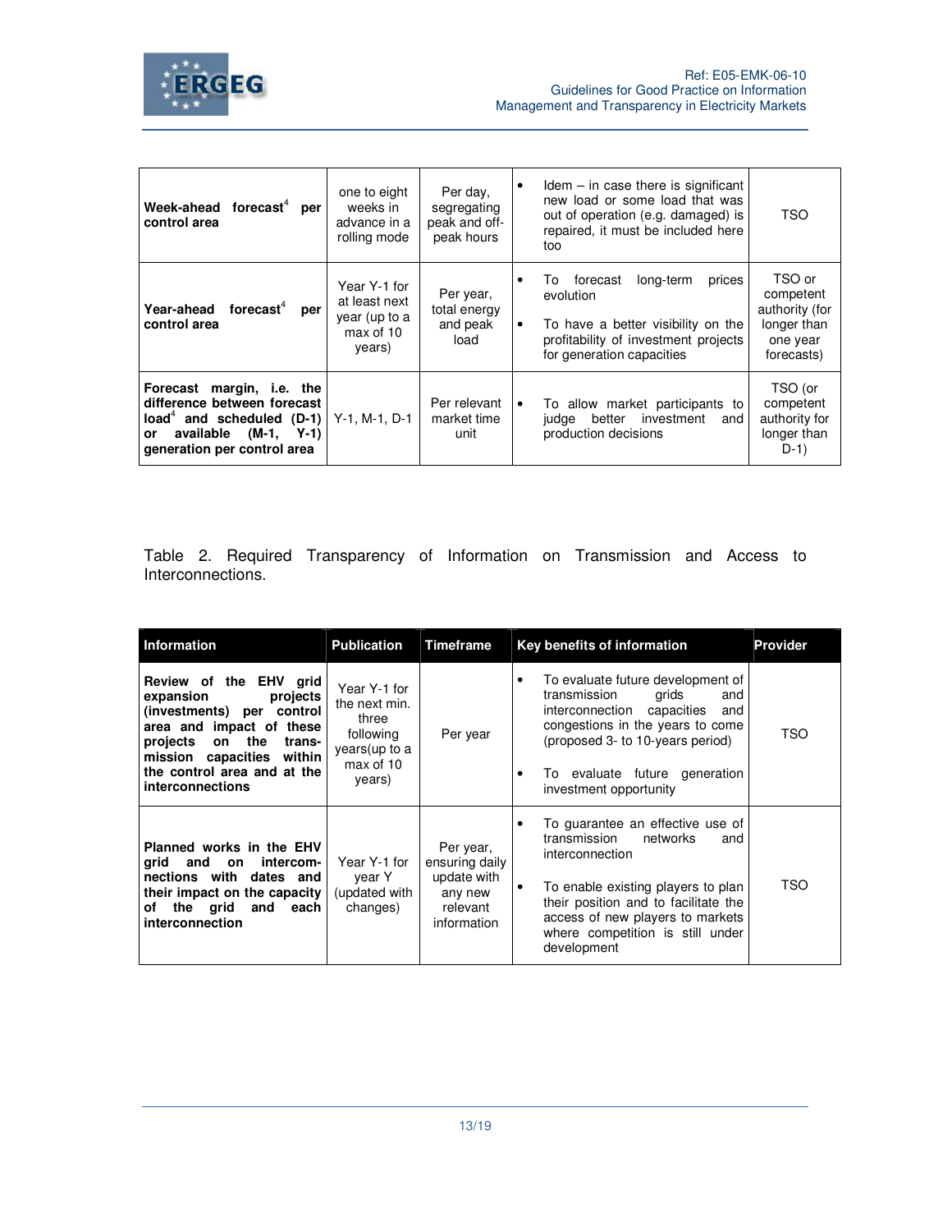| | | | | |
|---|---|---|---|---|
| **Week-ahead forecast[4] per control area** | one to eight weeks in advance in a rolling mode | Per day, segregating peak and off-peak hours | • Idem – in case there is significant new load or some load that was out of operation (e.g. damaged) is repaired, it must be included here too | TSO |
| **Year-ahead forecast[4] per control area** | Year Y-1 for at least next year (up to a max of 10 years) | Per year, total energy and peak load | • To forecast long-term prices evolution<br>• To have a better visibility on the profitability of investment projects for generation capacities | TSO or competent authority (for longer than one year forecasts) |
| **Forecast margin, i.e. the difference between forecast load[4] and scheduled (D-1) or available (M-1, Y-1) generation per control area** | Y-1, M-1, D-1 | Per relevant market time unit | • To allow market participants to judge better investment and production decisions | TSO (or competent authority for longer than D-1) |

Table 2. Required Transparency of Information on Transmission and Access to Interconnections.

| Information | Publication | Timeframe | Key benefits of information | Provider |
|---|---|---|---|---|
| **Review of the EHV grid expansion projects (investments) per control area and impact of these projects on the trans-mission capacities within the control area and at the interconnections** | Year Y-1 for the next min. three following years(up to a max of 10 years) | Per year | • To evaluate future development of transmission grids and interconnection capacities and congestions in the years to come (proposed 3- to 10-years period)<br>• To evaluate future generation investment opportunity | TSO |
| **Planned works in the EHV grid and on intercom-nections with dates and their impact on the capacity of the grid and each interconnection** | Year Y-1 for year Y (updated with changes) | Per year, ensuring daily update with any new relevant information | • To guarantee an effective use of transmission networks and interconnection<br>• To enable existing players to plan their position and to facilitate the access of new players to markets where competition is still under development | TSO |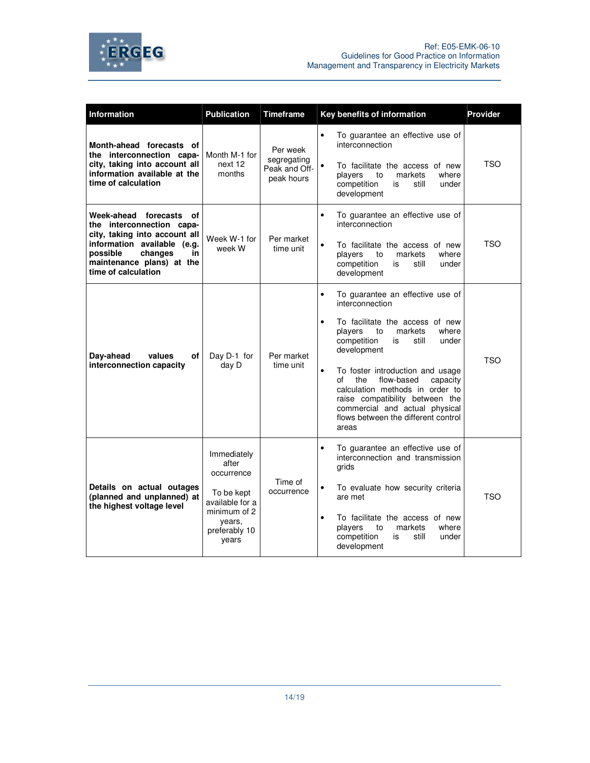| Information | Publication | Timeframe | Key benefits of information | Provider |
|---|---|---|---|---|
| **Month-ahead forecasts of the interconnection capacity, taking into account all information available at the time of calculation** | Month M-1 for next 12 months | Per week segregating Peak and Off-peak hours | • To guarantee an effective use of interconnection<br>• To facilitate the access of new players to markets where competition is still under development | TSO |
| **Week-ahead forecasts of the interconnection capacity, taking into account all information available (e.g. possible changes in maintenance plans) at the time of calculation** | Week W-1 for week W | Per market time unit | • To guarantee an effective use of interconnection<br>• To facilitate the access of new players to markets where competition is still under development | TSO |
| **Day-ahead values of interconnection capacity** | Day D-1 for day D | Per market time unit | • To guarantee an effective use of interconnection<br>• To facilitate the access of new players to markets where competition is still under development<br>• To foster introduction and usage of the flow-based capacity calculation methods in order to raise compatibility between the commercial and actual physical flows between the different control areas | TSO |
| **Details on actual outages (planned and unplanned) at the highest voltage level** | Immediately after occurrence<br><br>To be kept available for a minimum of 2 years, preferably 10 years | Time of occurrence | • To guarantee an effective use of interconnection and transmission grids<br>• To evaluate how security criteria are met<br>• To facilitate the access of new players to markets where competition is still under development | TSO |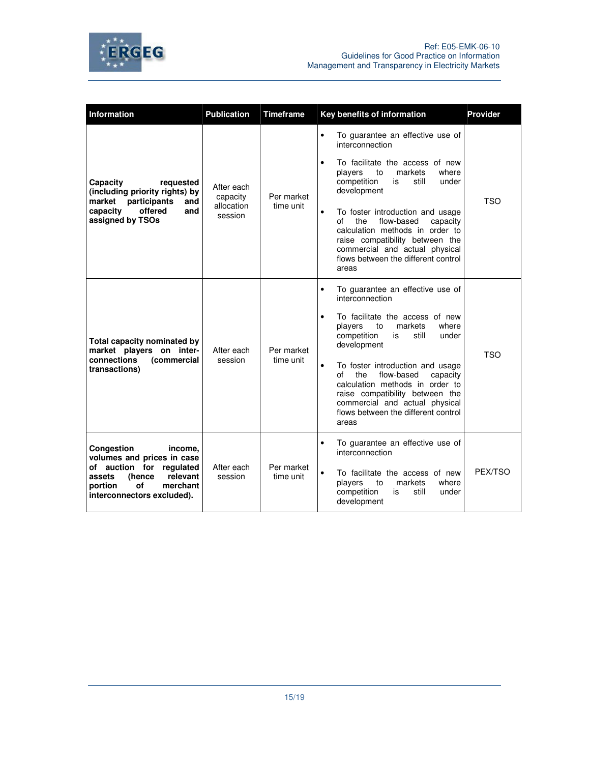| Information | Publication | Timeframe | Key benefits of information | Provider |
|---|---|---|---|---|
| **Capacity requested (including priority rights) by market participants and capacity offered and assigned by TSOs** | After each capacity allocation session | Per market time unit | • To guarantee an effective use of interconnection<br>• To facilitate the access of new players to markets where competition is still under development<br>• To foster introduction and usage of the flow-based capacity calculation methods in order to raise compatibility between the commercial and actual physical flows between the different control areas | TSO |
| **Total capacity nominated by market players on inter-connections (commercial transactions)** | After each session | Per market time unit | • To guarantee an effective use of interconnection<br>• To facilitate the access of new players to markets where competition is still under development<br>• To foster introduction and usage of the flow-based capacity calculation methods in order to raise compatibility between the commercial and actual physical flows between the different control areas | TSO |
| **Congestion income, volumes and prices in case of auction for regulated assets (hence relevant portion of merchant interconnectors excluded).** | After each session | Per market time unit | • To guarantee an effective use of interconnection<br>• To facilitate the access of new players to markets where competition is still under development | PEX/TSO |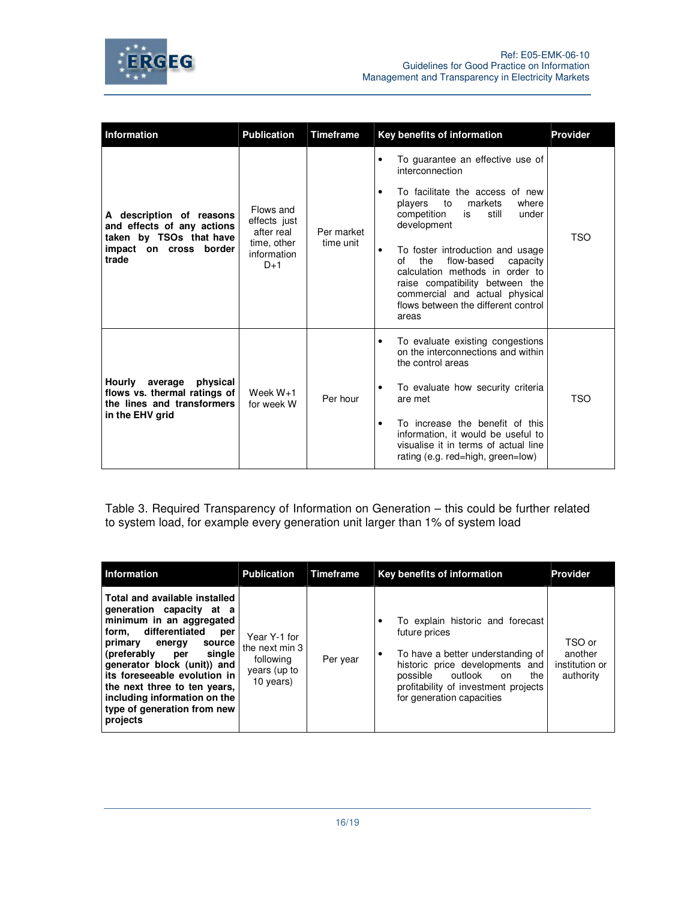| Information | Publication | Timeframe | Key benefits of information | Provider |
|---|---|---|---|---|
| **A description of reasons and effects of any actions taken by TSOs that have impact on cross border trade** | Flows and effects just after real time, other information D+1 | Per market time unit | • To guarantee an effective use of interconnection<br>• To facilitate the access of new players to markets where competition is still under development<br>• To foster introduction and usage of the flow-based capacity calculation methods in order to raise compatibility between the commercial and actual physical flows between the different control areas | TSO |
| **Hourly average physical flows vs. thermal ratings of the lines and transformers in the EHV grid** | Week W+1 for week W | Per hour | • To evaluate existing congestions on the interconnections and within the control areas<br>• To evaluate how security criteria are met<br>• To increase the benefit of this information, it would be useful to visualise it in terms of actual line rating (e.g. red=high, green=low) | TSO |

Table 3. Required Transparency of Information on Generation – this could be further related to system load, for example every generation unit larger than 1% of system load

| Information | Publication | Timeframe | Key benefits of information | Provider |
|---|---|---|---|---|
| **Total and available installed generation capacity at a minimum in an aggregated form, differentiated per primary energy source (preferably per single generator block (unit)) and its foreseeable evolution in the next three to ten years, including information on the type of generation from new projects** | Year Y-1 for the next min 3 following years (up to 10 years) | Per year | • To explain historic and forecast future prices<br>• To have a better understanding of historic price developments and possible outlook on the profitability of investment projects for generation capacities | TSO or another institution or authority |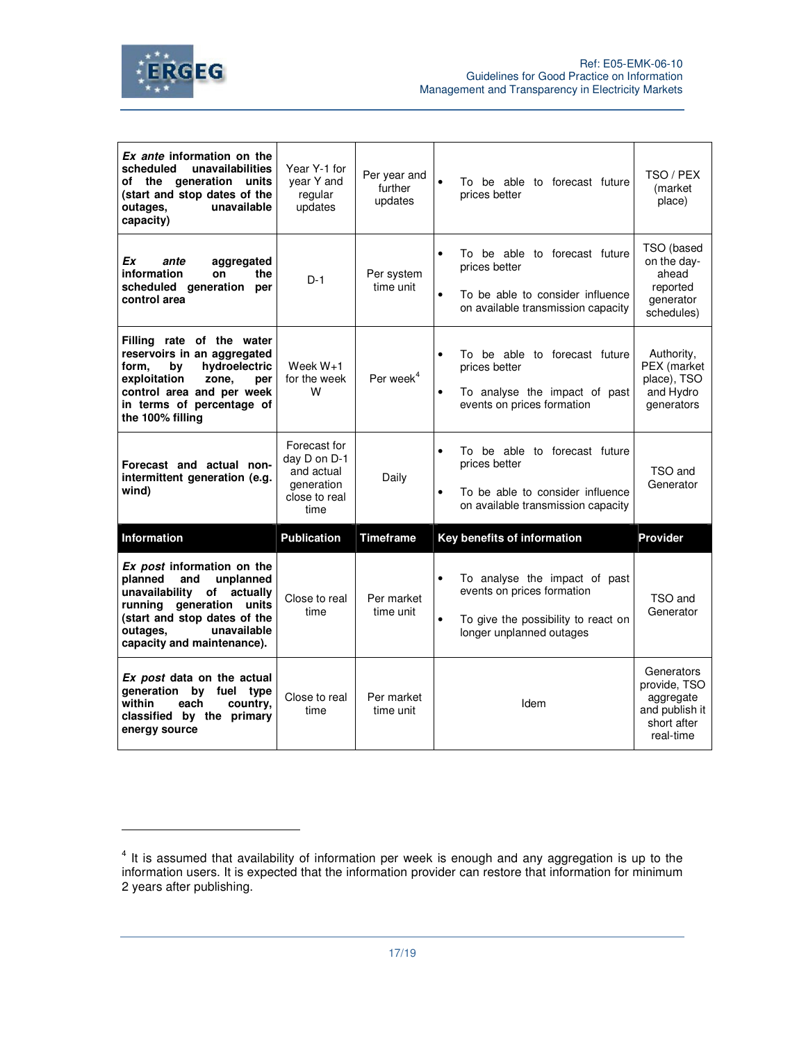| ***Ex ante* information on the scheduled unavailabilities of the generation units (start and stop dates of the outages, unavailable capacity)** | Year Y-1 for year Y and regular updates | Per year and further updates | • To be able to forecast future prices better | TSO / PEX (market place) |
|---|---|---|---|---|
| ***Ex ante* aggregated information on the scheduled generation per control area** | D-1 | Per system time unit | • To be able to forecast future prices better<br>• To be able to consider influence on available transmission capacity | TSO (based on the day-ahead reported generator schedules) |
| **Filling rate of the water reservoirs in an aggregated form, by hydroelectric exploitation zone, per control area and per week in terms of percentage of the 100% filling** | Week W+1 for the week W | Per week[4] | • To be able to forecast future prices better<br>• To analyse the impact of past events on prices formation | Authority, PEX (market place), TSO and Hydro generators |
| **Forecast and actual non-intermittent generation (e.g. wind)** | Forecast for day D on D-1 and actual generation close to real time | Daily | • To be able to forecast future prices better<br>• To be able to consider influence on available transmission capacity | TSO and Generator |
| **Information** | **Publication** | **Timeframe** | **Key benefits of information** | **Provider** |
| ***Ex post* information on the planned and unplanned unavailability of actually running generation units (start and stop dates of the outages, unavailable capacity and maintenance).** | Close to real time | Per market time unit | • To analyse the impact of past events on prices formation<br>• To give the possibility to react on longer unplanned outages | TSO and Generator |
| ***Ex post* data on the actual generation by fuel type within each country, classified by the primary energy source** | Close to real time | Per market time unit | Idem | Generators provide, TSO aggregate and publish it short after real-time |

[4] It is assumed that availability of information per week is enough and any aggregation is up to the information users. It is expected that the information provider can restore that information for minimum 2 years after publishing.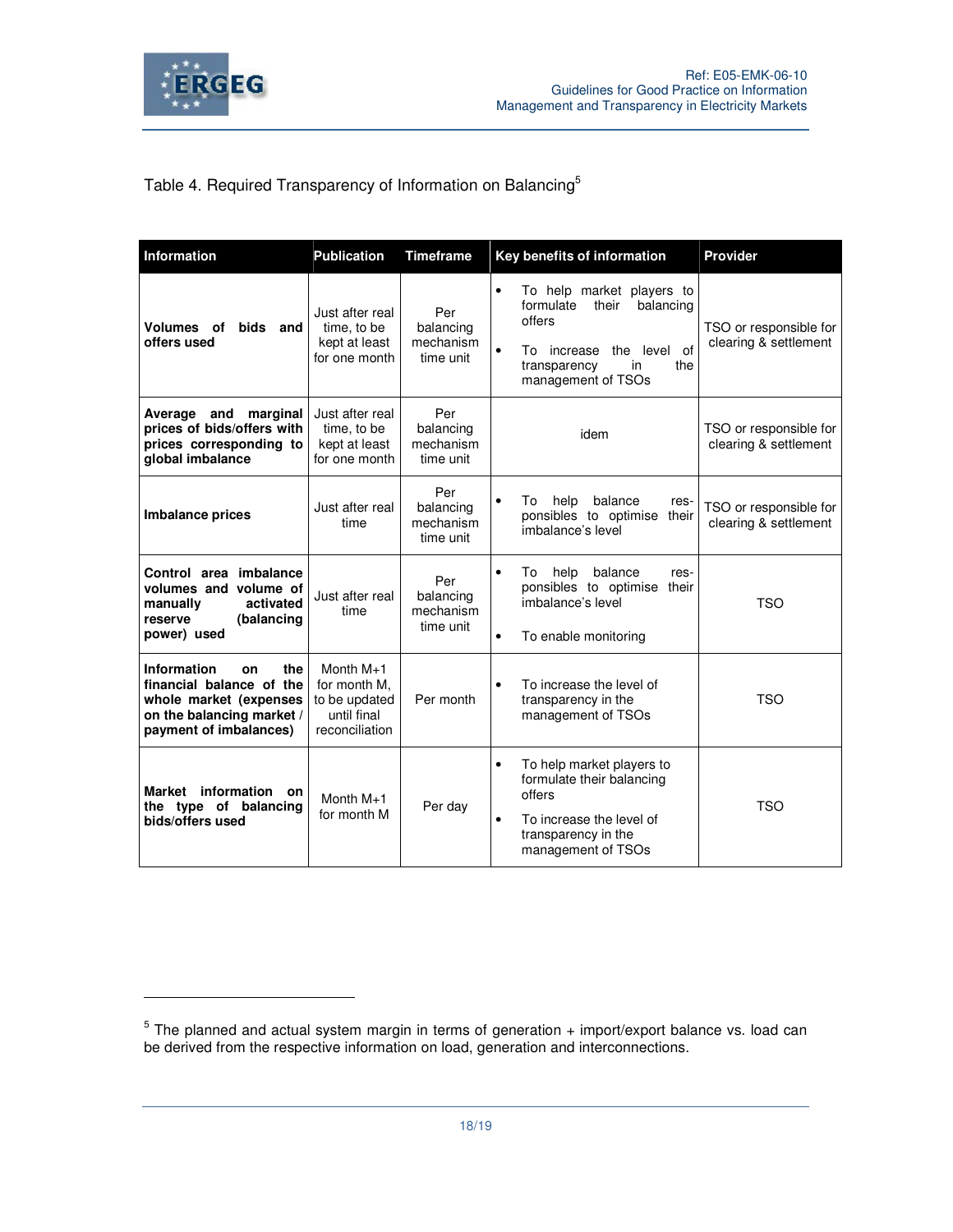Table 4. Required Transparency of Information on Balancing[5]

| Information | Publication | Timeframe | Key benefits of information | Provider |
|---|---|---|---|---|
| **Volumes of bids and offers used** | Just after real time, to be kept at least for one month | Per balancing mechanism time unit | • To help market players to formulate their balancing offers<br>• To increase the level of transparency in the management of TSOs | TSO or responsible for clearing & settlement |
| **Average and marginal prices of bids/offers with prices corresponding to global imbalance** | Just after real time, to be kept at least for one month | Per balancing mechanism time unit | idem | TSO or responsible for clearing & settlement |
| **Imbalance prices** | Just after real time | Per balancing mechanism time unit | • To help balance responsibles to optimise their imbalance's level | TSO or responsible for clearing & settlement |
| **Control area imbalance volumes and volume of manually activated reserve (balancing power) used** | Just after real time | Per balancing mechanism time unit | • To help balance responsibles to optimise their imbalance's level<br>• To enable monitoring | TSO |
| **Information on the financial balance of the whole market (expenses on the balancing market / payment of imbalances)** | Month M+1 for month M, to be updated until final reconciliation | Per month | • To increase the level of transparency in the management of TSOs | TSO |
| **Market information on the type of balancing bids/offers used** | Month M+1 for month M | Per day | • To help market players to formulate their balancing offers<br>• To increase the level of transparency in the management of TSOs | TSO |

[5] The planned and actual system margin in terms of generation + import/export balance vs. load can be derived from the respective information on load, generation and interconnections.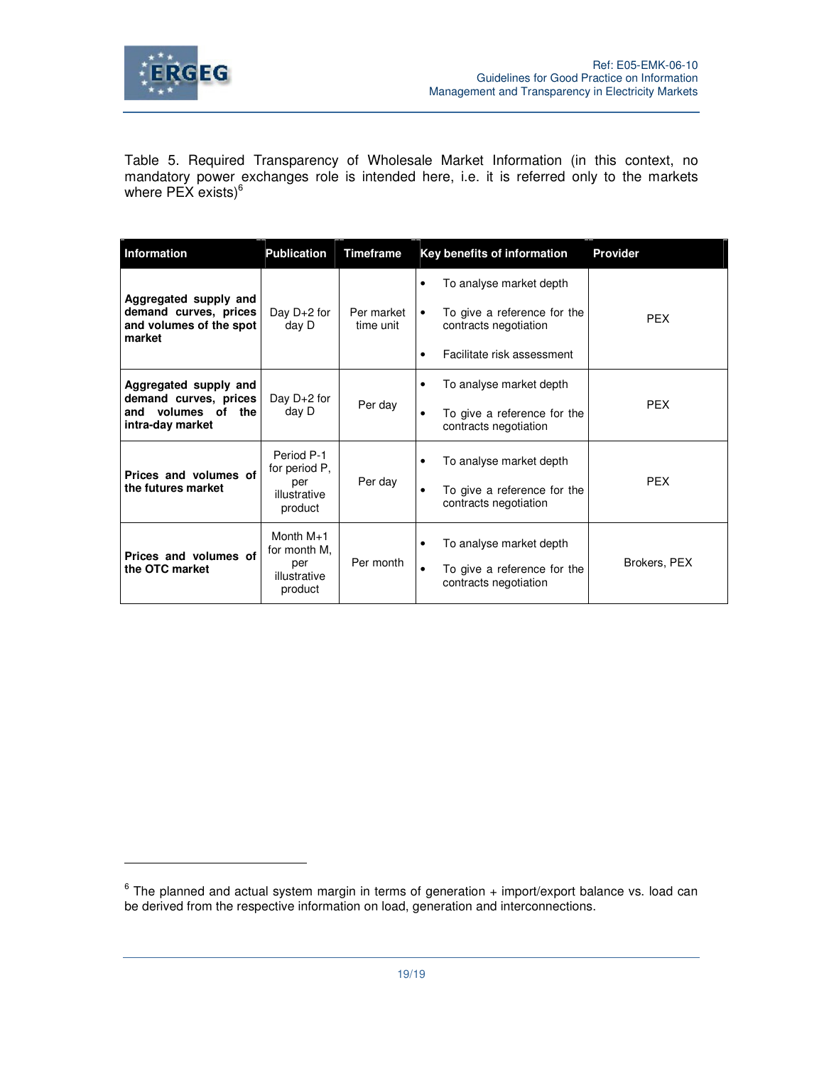Table 5. Required Transparency of Wholesale Market Information (in this context, no mandatory power exchanges role is intended here, i.e. it is referred only to the markets where PEX exists)[6]

| Information | Publication | Timeframe | Key benefits of information | Provider |
|---|---|---|---|---|
| **Aggregated supply and demand curves, prices and volumes of the spot market** | Day D+2 for day D | Per market time unit | • To analyse market depth<br>• To give a reference for the contracts negotiation<br>• Facilitate risk assessment | PEX |
| **Aggregated supply and demand curves, prices and volumes of the intra-day market** | Day D+2 for day D | Per day | • To analyse market depth<br>• To give a reference for the contracts negotiation | PEX |
| **Prices and volumes of the futures market** | Period P-1 for period P, per illustrative product | Per day | • To analyse market depth<br>• To give a reference for the contracts negotiation | PEX |
| **Prices and volumes of the OTC market** | Month M+1 for month M, per illustrative product | Per month | • To analyse market depth<br>• To give a reference for the contracts negotiation | Brokers, PEX |

[6] The planned and actual system margin in terms of generation + import/export balance vs. load can be derived from the respective information on load, generation and interconnections.